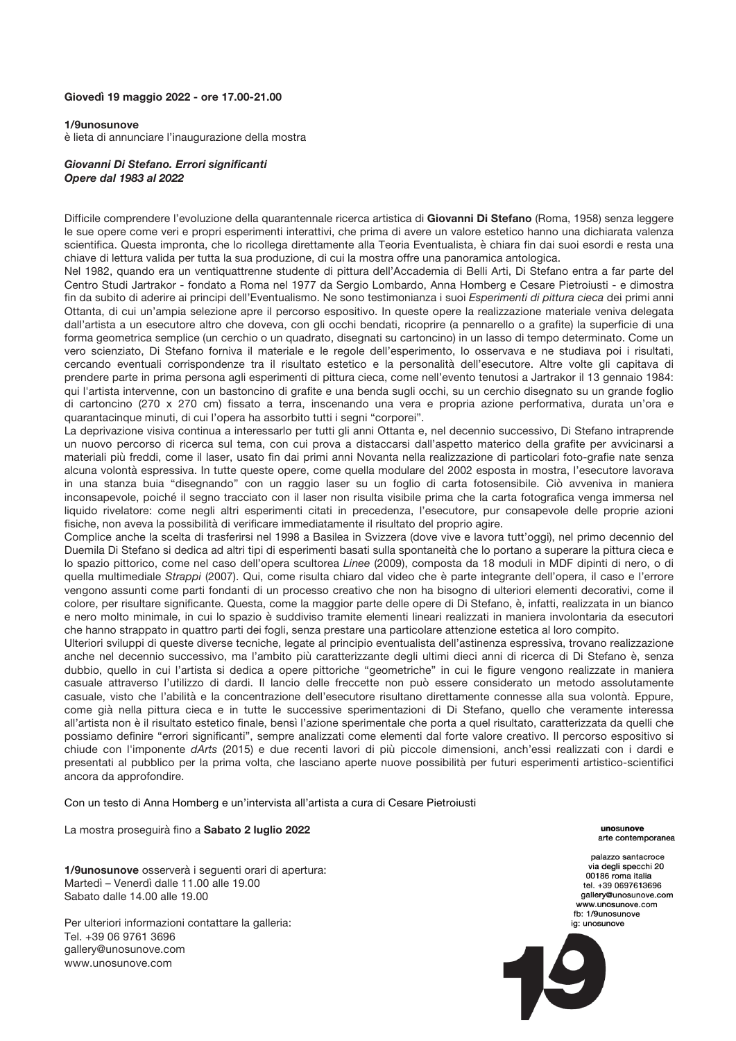**Giovedì 19 maggio 2022 - ore 17.00-21.00**

**1/9unosunove**
è lieta di annunciare l'inaugurazione della mostra

***Giovanni Di Stefano. Errori significanti***
***Opere dal 1983 al 2022***

Difficile comprendere l'evoluzione della quarantennale ricerca artistica di **Giovanni Di Stefano** (Roma, 1958) senza leggere le sue opere come veri e propri esperimenti interattivi, che prima di avere un valore estetico hanno una dichiarata valenza scientifica. Questa impronta, che lo ricollega direttamente alla Teoria Eventualista, è chiara fin dai suoi esordi e resta una chiave di lettura valida per tutta la sua produzione, di cui la mostra offre una panoramica antologica.
Nel 1982, quando era un ventiquattrenne studente di pittura dell'Accademia di Belli Arti, Di Stefano entra a far parte del Centro Studi Jartrakor - fondato a Roma nel 1977 da Sergio Lombardo, Anna Homberg e Cesare Pietroiusti - e dimostra fin da subito di aderire ai principi dell'Eventualismo. Ne sono testimonianza i suoi *Esperimenti di pittura cieca* dei primi anni Ottanta, di cui un'ampia selezione apre il percorso espositivo. In queste opere la realizzazione materiale veniva delegata dall'artista a un esecutore altro che doveva, con gli occhi bendati, ricoprire (a pennarello o a grafite) la superficie di una forma geometrica semplice (un cerchio o un quadrato, disegnati su cartoncino) in un lasso di tempo determinato. Come un vero scienziato, Di Stefano forniva il materiale e le regole dell'esperimento, lo osservava e ne studiava poi i risultati, cercando eventuali corrispondenze tra il risultato estetico e la personalità dell'esecutore. Altre volte gli capitava di prendere parte in prima persona agli esperimenti di pittura cieca, come nell'evento tenutosi a Jartrakor il 13 gennaio 1984: qui l'artista intervenne, con un bastoncino di grafite e una benda sugli occhi, su un cerchio disegnato su un grande foglio di cartoncino (270 x 270 cm) fissato a terra, inscenando una vera e propria azione performativa, durata un'ora e quarantacinque minuti, di cui l'opera ha assorbito tutti i segni "corporei".
La deprivazione visiva continua a interessarlo per tutti gli anni Ottanta e, nel decennio successivo, Di Stefano intraprende un nuovo percorso di ricerca sul tema, con cui prova a distaccarsi dall'aspetto materico della grafite per avvicinarsi a materiali più freddi, come il laser, usato fin dai primi anni Novanta nella realizzazione di particolari foto-grafie nate senza alcuna volontà espressiva. In tutte queste opere, come quella modulare del 2002 esposta in mostra, l'esecutore lavorava in una stanza buia "disegnando" con un raggio laser su un foglio di carta fotosensibile. Ciò avveniva in maniera inconsapevole, poiché il segno tracciato con il laser non risulta visibile prima che la carta fotografica venga immersa nel liquido rivelatore: come negli altri esperimenti citati in precedenza, l'esecutore, pur consapevole delle proprie azioni fisiche, non aveva la possibilità di verificare immediatamente il risultato del proprio agire.
Complice anche la scelta di trasferirsi nel 1998 a Basilea in Svizzera (dove vive e lavora tutt'oggi), nel primo decennio del Duemila Di Stefano si dedica ad altri tipi di esperimenti basati sulla spontaneità che lo portano a superare la pittura cieca e lo spazio pittorico, come nel caso dell'opera scultorea *Linee* (2009), composta da 18 moduli in MDF dipinti di nero, o di quella multimediale *Strappi* (2007). Qui, come risulta chiaro dal video che è parte integrante dell'opera, il caso e l'errore vengono assunti come parti fondanti di un processo creativo che non ha bisogno di ulteriori elementi decorativi, come il colore, per risultare significante. Questa, come la maggior parte delle opere di Di Stefano, è, infatti, realizzata in un bianco e nero molto minimale, in cui lo spazio è suddiviso tramite elementi lineari realizzati in maniera involontaria da esecutori che hanno strappato in quattro parti dei fogli, senza prestare una particolare attenzione estetica al loro compito.
Ulteriori sviluppi di queste diverse tecniche, legate al principio eventualista dell'astinenza espressiva, trovano realizzazione anche nel decennio successivo, ma l'ambito più caratterizzante degli ultimi dieci anni di ricerca di Di Stefano è, senza dubbio, quello in cui l'artista si dedica a opere pittoriche "geometriche" in cui le figure vengono realizzate in maniera casuale attraverso l'utilizzo di dardi. Il lancio delle freccette non può essere considerato un metodo assolutamente casuale, visto che l'abilità e la concentrazione dell'esecutore risultano direttamente connesse alla sua volontà. Eppure, come già nella pittura cieca e in tutte le successive sperimentazioni di Di Stefano, quello che veramente interessa all'artista non è il risultato estetico finale, bensì l'azione sperimentale che porta a quel risultato, caratterizzata da quelli che possiamo definire "errori significanti", sempre analizzati come elementi dal forte valore creativo. Il percorso espositivo si chiude con l'imponente *dArts* (2015) e due recenti lavori di più piccole dimensioni, anch'essi realizzati con i dardi e presentati al pubblico per la prima volta, che lasciano aperte nuove possibilità per futuri esperimenti artistico-scientifici ancora da approfondire.

Con un testo di Anna Homberg e un'intervista all'artista a cura di Cesare Pietroiusti

La mostra proseguirà fino a **Sabato 2 luglio 2022**

**1/9unosunove** osserverà i seguenti orari di apertura:
Martedì – Venerdì dalle 11.00 alle 19.00
Sabato dalle 14.00 alle 19.00

Per ulteriori informazioni contattare la galleria:
Tel. +39 06 9761 3696
gallery@unosunove.com
www.unosunove.com

**unosunove**
arte contemporanea

palazzo santacroce
via degli specchi 20
00186 roma italia
tel. +39 0697613696
gallery@unosunove.com
www.unosunove.com
fb: 1/9unosunove
ig: unosunove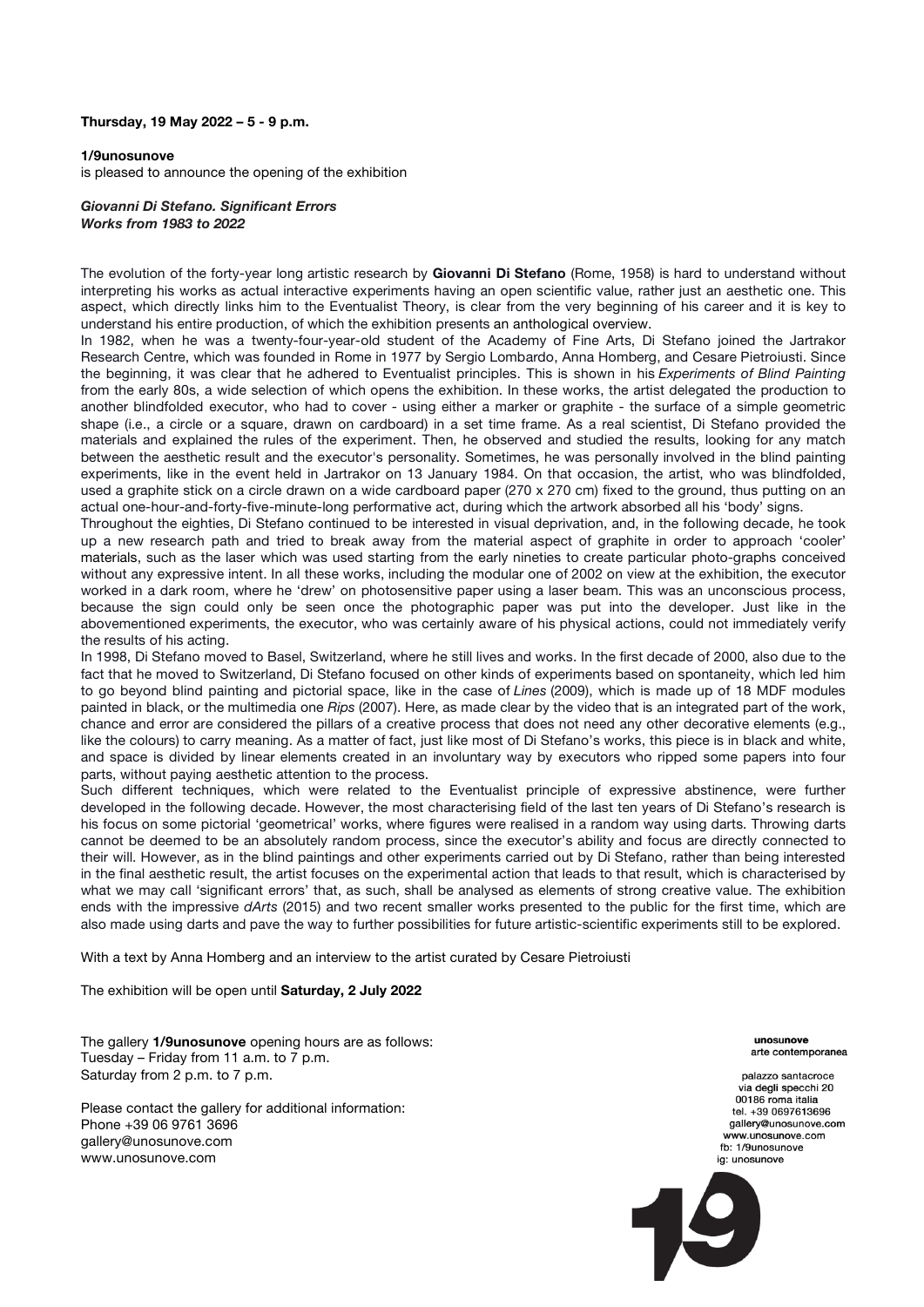**Thursday, 19 May 2022 – 5 - 9 p.m.**

**1/9unosunove**
is pleased to announce the opening of the exhibition

***Giovanni Di Stefano. Significant Errors***
***Works from 1983 to 2022***

The evolution of the forty-year long artistic research by **Giovanni Di Stefano** (Rome, 1958) is hard to understand without interpreting his works as actual interactive experiments having an open scientific value, rather just an aesthetic one. This aspect, which directly links him to the Eventualist Theory, is clear from the very beginning of his career and it is key to understand his entire production, of which the exhibition presents an anthological overview.
In 1982, when he was a twenty-four-year-old student of the Academy of Fine Arts, Di Stefano joined the Jartrakor Research Centre, which was founded in Rome in 1977 by Sergio Lombardo, Anna Homberg, and Cesare Pietroiusti. Since the beginning, it was clear that he adhered to Eventualist principles. This is shown in his *Experiments of Blind Painting* from the early 80s, a wide selection of which opens the exhibition. In these works, the artist delegated the production to another blindfolded executor, who had to cover - using either a marker or graphite - the surface of a simple geometric shape (i.e., a circle or a square, drawn on cardboard) in a set time frame. As a real scientist, Di Stefano provided the materials and explained the rules of the experiment. Then, he observed and studied the results, looking for any match between the aesthetic result and the executor's personality. Sometimes, he was personally involved in the blind painting experiments, like in the event held in Jartrakor on 13 January 1984. On that occasion, the artist, who was blindfolded, used a graphite stick on a circle drawn on a wide cardboard paper (270 x 270 cm) fixed to the ground, thus putting on an actual one-hour-and-forty-five-minute-long performative act, during which the artwork absorbed all his 'body' signs.
Throughout the eighties, Di Stefano continued to be interested in visual deprivation, and, in the following decade, he took up a new research path and tried to break away from the material aspect of graphite in order to approach 'cooler' materials, such as the laser which was used starting from the early nineties to create particular photo-graphs conceived without any expressive intent. In all these works, including the modular one of 2002 on view at the exhibition, the executor worked in a dark room, where he 'drew' on photosensitive paper using a laser beam. This was an unconscious process, because the sign could only be seen once the photographic paper was put into the developer. Just like in the abovementioned experiments, the executor, who was certainly aware of his physical actions, could not immediately verify the results of his acting.
In 1998, Di Stefano moved to Basel, Switzerland, where he still lives and works. In the first decade of 2000, also due to the fact that he moved to Switzerland, Di Stefano focused on other kinds of experiments based on spontaneity, which led him to go beyond blind painting and pictorial space, like in the case of *Lines* (2009), which is made up of 18 MDF modules painted in black, or the multimedia one *Rips* (2007). Here, as made clear by the video that is an integrated part of the work, chance and error are considered the pillars of a creative process that does not need any other decorative elements (e.g., like the colours) to carry meaning. As a matter of fact, just like most of Di Stefano's works, this piece is in black and white, and space is divided by linear elements created in an involuntary way by executors who ripped some papers into four parts, without paying aesthetic attention to the process.
Such different techniques, which were related to the Eventualist principle of expressive abstinence, were further developed in the following decade. However, the most characterising field of the last ten years of Di Stefano's research is his focus on some pictorial 'geometrical' works, where figures were realised in a random way using darts. Throwing darts cannot be deemed to be an absolutely random process, since the executor's ability and focus are directly connected to their will. However, as in the blind paintings and other experiments carried out by Di Stefano, rather than being interested in the final aesthetic result, the artist focuses on the experimental action that leads to that result, which is characterised by what we may call 'significant errors' that, as such, shall be analysed as elements of strong creative value. The exhibition ends with the impressive *dArts* (2015) and two recent smaller works presented to the public for the first time, which are also made using darts and pave the way to further possibilities for future artistic-scientific experiments still to be explored.

With a text by Anna Homberg and an interview to the artist curated by Cesare Pietroiusti

The exhibition will be open until **Saturday, 2 July 2022**

The gallery **1/9unosunove** opening hours are as follows:
Tuesday – Friday from 11 a.m. to 7 p.m.
Saturday from 2 p.m. to 7 p.m.

Please contact the gallery for additional information:
Phone +39 06 9761 3696
gallery@unosunove.com
www.unosunove.com

**unosunove**
arte contemporanea

palazzo santacroce
via degli specchi 20
00186 roma italia
tel. +39 0697613696
gallery@unosunove.com
www.unosunove.com
fb: 1/9unosunove
ig: unosunove